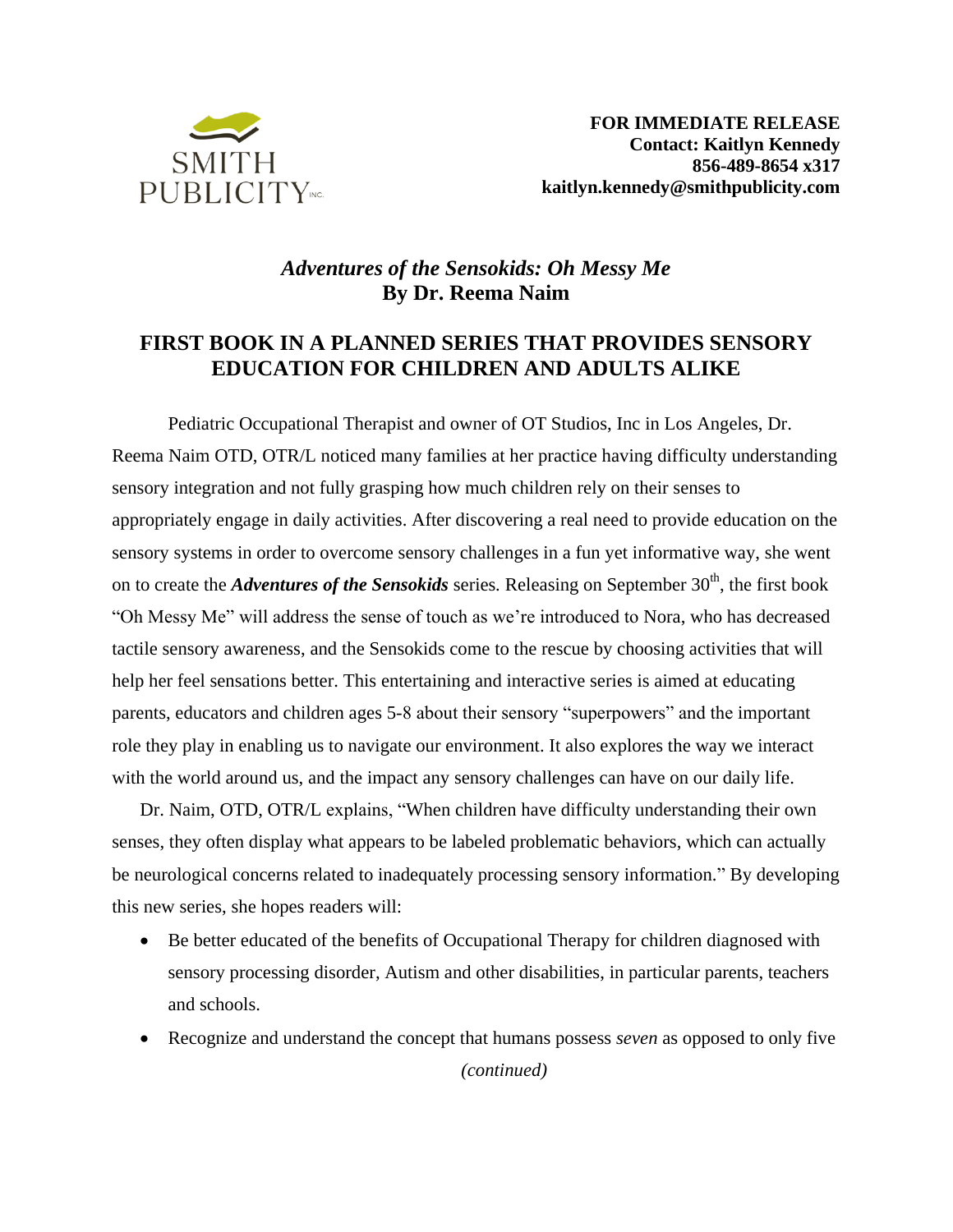SMITH PUBLICITY INC.

**FOR IMMEDIATE RELEASE**
**Contact: Kaitlyn Kennedy**
**856-489-8654 x317**
**kaitlyn.kennedy@smithpublicity.com**

## ***Adventures of the Sensokids: Oh Messy Me***
## **By Dr. Reema Naim**

# FIRST BOOK IN A PLANNED SERIES THAT PROVIDES SENSORY EDUCATION FOR CHILDREN AND ADULTS ALIKE

Pediatric Occupational Therapist and owner of OT Studios, Inc in Los Angeles, Dr. Reema Naim OTD, OTR/L noticed many families at her practice having difficulty understanding sensory integration and not fully grasping how much children rely on their senses to appropriately engage in daily activities. After discovering a real need to provide education on the sensory systems in order to overcome sensory challenges in a fun yet informative way, she went on to create the ***Adventures of the Sensokids*** series. Releasing on September 30th, the first book "Oh Messy Me" will address the sense of touch as we're introduced to Nora, who has decreased tactile sensory awareness, and the Sensokids come to the rescue by choosing activities that will help her feel sensations better. This entertaining and interactive series is aimed at educating parents, educators and children ages 5-8 about their sensory "superpowers" and the important role they play in enabling us to navigate our environment. It also explores the way we interact with the world around us, and the impact any sensory challenges can have on our daily life.

Dr. Naim, OTD, OTR/L explains, "When children have difficulty understanding their own senses, they often display what appears to be labeled problematic behaviors, which can actually be neurological concerns related to inadequately processing sensory information." By developing this new series, she hopes readers will:

- Be better educated of the benefits of Occupational Therapy for children diagnosed with sensory processing disorder, Autism and other disabilities, in particular parents, teachers and schools.
- Recognize and understand the concept that humans possess *seven* as opposed to only five

*(continued)*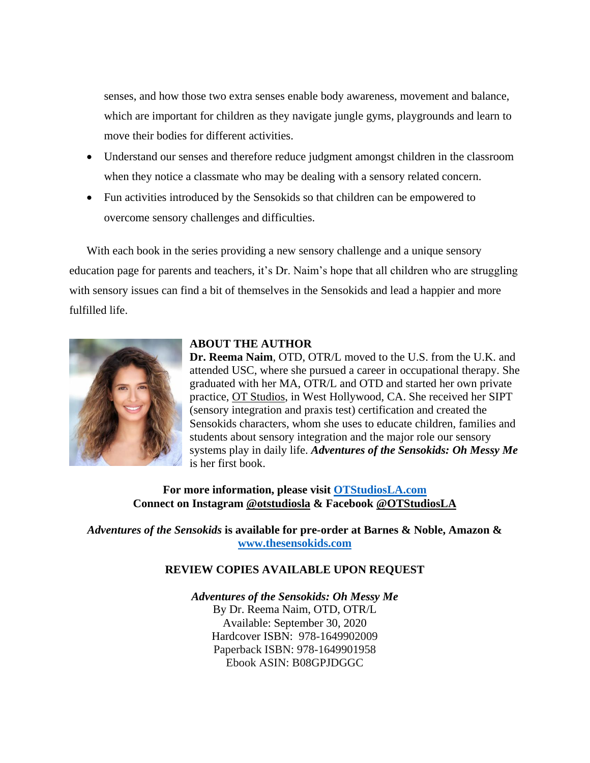senses, and how those two extra senses enable body awareness, movement and balance, which are important for children as they navigate jungle gyms, playgrounds and learn to move their bodies for different activities.

- Understand our senses and therefore reduce judgment amongst children in the classroom when they notice a classmate who may be dealing with a sensory related concern.
- Fun activities introduced by the Sensokids so that children can be empowered to overcome sensory challenges and difficulties.

With each book in the series providing a new sensory challenge and a unique sensory education page for parents and teachers, it's Dr. Naim's hope that all children who are struggling with sensory issues can find a bit of themselves in the Sensokids and lead a happier and more fulfilled life.

**ABOUT THE AUTHOR**

**Dr. Reema Naim**, OTD, OTR/L moved to the U.S. from the U.K. and attended USC, where she pursued a career in occupational therapy. She graduated with her MA, OTR/L and OTD and started her own private practice, OT Studios, in West Hollywood, CA. She received her SIPT (sensory integration and praxis test) certification and created the Sensokids characters, whom she uses to educate children, families and students about sensory integration and the major role our sensory systems play in daily life. ***Adventures of the Sensokids: Oh Messy Me*** is her first book.

**For more information, please visit OTStudiosLA.com**
**Connect on Instagram @otstudiosla & Facebook @OTStudiosLA**

***Adventures of the Sensokids*** **is available for pre-order at Barnes & Noble, Amazon & www.thesensokids.com**

**REVIEW COPIES AVAILABLE UPON REQUEST**

***Adventures of the Sensokids: Oh Messy Me***
By Dr. Reema Naim, OTD, OTR/L
Available: September 30, 2020
Hardcover ISBN: 978-1649902009
Paperback ISBN: 978-1649901958
Ebook ASIN: B08GPJDGGC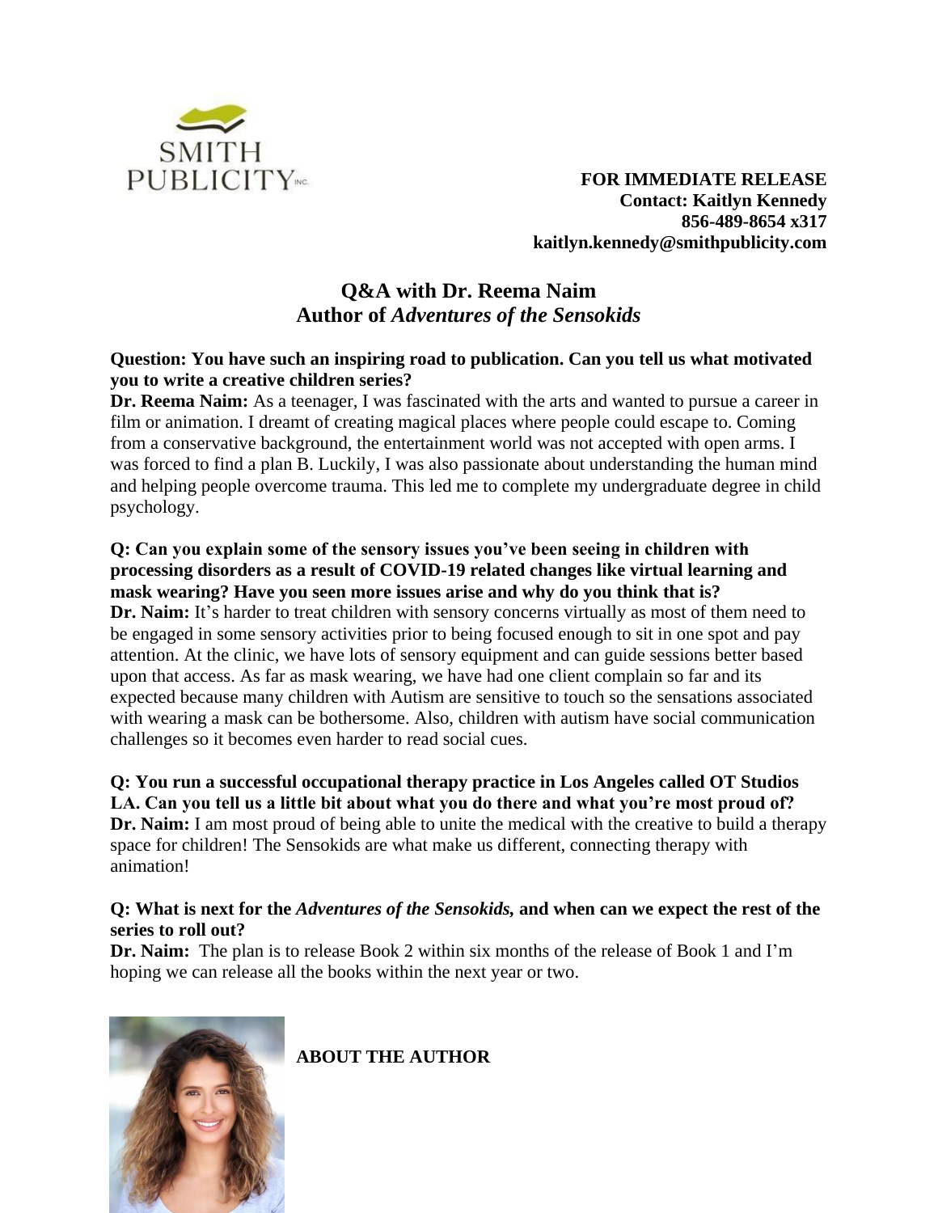**FOR IMMEDIATE RELEASE**
**Contact: Kaitlyn Kennedy**
**856-489-8654 x317**
**kaitlyn.kennedy@smithpublicity.com**

# Q&A with Dr. Reema Naim
## Author of *Adventures of the Sensokids*

**Question: You have such an inspiring road to publication. Can you tell us what motivated you to write a creative children series?**
**Dr. Reema Naim:** As a teenager, I was fascinated with the arts and wanted to pursue a career in film or animation. I dreamt of creating magical places where people could escape to. Coming from a conservative background, the entertainment world was not accepted with open arms. I was forced to find a plan B. Luckily, I was also passionate about understanding the human mind and helping people overcome trauma. This led me to complete my undergraduate degree in child psychology.

**Q: Can you explain some of the sensory issues you've been seeing in children with processing disorders as a result of COVID-19 related changes like virtual learning and mask wearing? Have you seen more issues arise and why do you think that is?**
**Dr. Naim:** It's harder to treat children with sensory concerns virtually as most of them need to be engaged in some sensory activities prior to being focused enough to sit in one spot and pay attention. At the clinic, we have lots of sensory equipment and can guide sessions better based upon that access. As far as mask wearing, we have had one client complain so far and its expected because many children with Autism are sensitive to touch so the sensations associated with wearing a mask can be bothersome. Also, children with autism have social communication challenges so it becomes even harder to read social cues.

**Q: You run a successful occupational therapy practice in Los Angeles called OT Studios LA. Can you tell us a little bit about what you do there and what you're most proud of?**
**Dr. Naim:** I am most proud of being able to unite the medical with the creative to build a therapy space for children! The Sensokids are what make us different, connecting therapy with animation!

**Q: What is next for the *Adventures of the Sensokids,* and when can we expect the rest of the series to roll out?**
**Dr. Naim:** The plan is to release Book 2 within six months of the release of Book 1 and I'm hoping we can release all the books within the next year or two.

**ABOUT THE AUTHOR**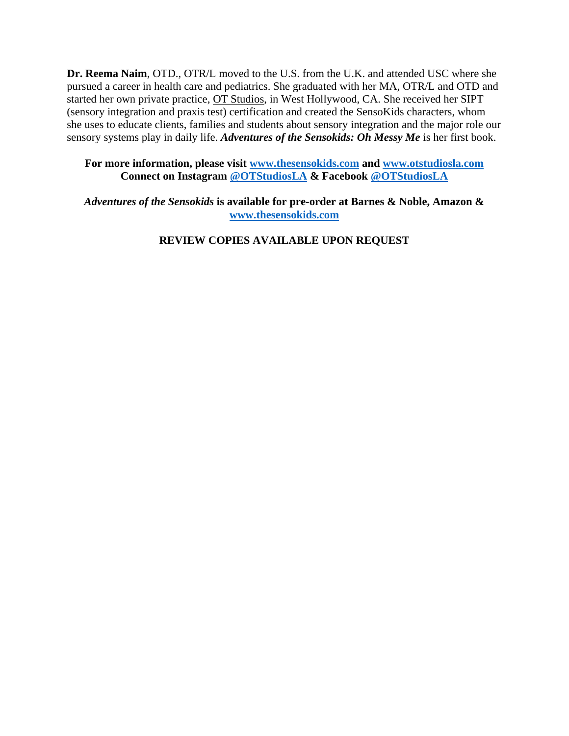**Dr. Reema Naim**, OTD., OTR/L moved to the U.S. from the U.K. and attended USC where she pursued a career in health care and pediatrics. She graduated with her MA, OTR/L and OTD and started her own private practice, OT Studios, in West Hollywood, CA. She received her SIPT (sensory integration and praxis test) certification and created the SensoKids characters, whom she uses to educate clients, families and students about sensory integration and the major role our sensory systems play in daily life. ***Adventures of the Sensokids: Oh Messy Me*** is her first book.

**For more information, please visit www.thesensokids.com and www.otstudiosla.com**
**Connect on Instagram @OTStudiosLA & Facebook @OTStudiosLA**

***Adventures of the Sensokids*** **is available for pre-order at Barnes & Noble, Amazon & www.thesensokids.com**

**REVIEW COPIES AVAILABLE UPON REQUEST**